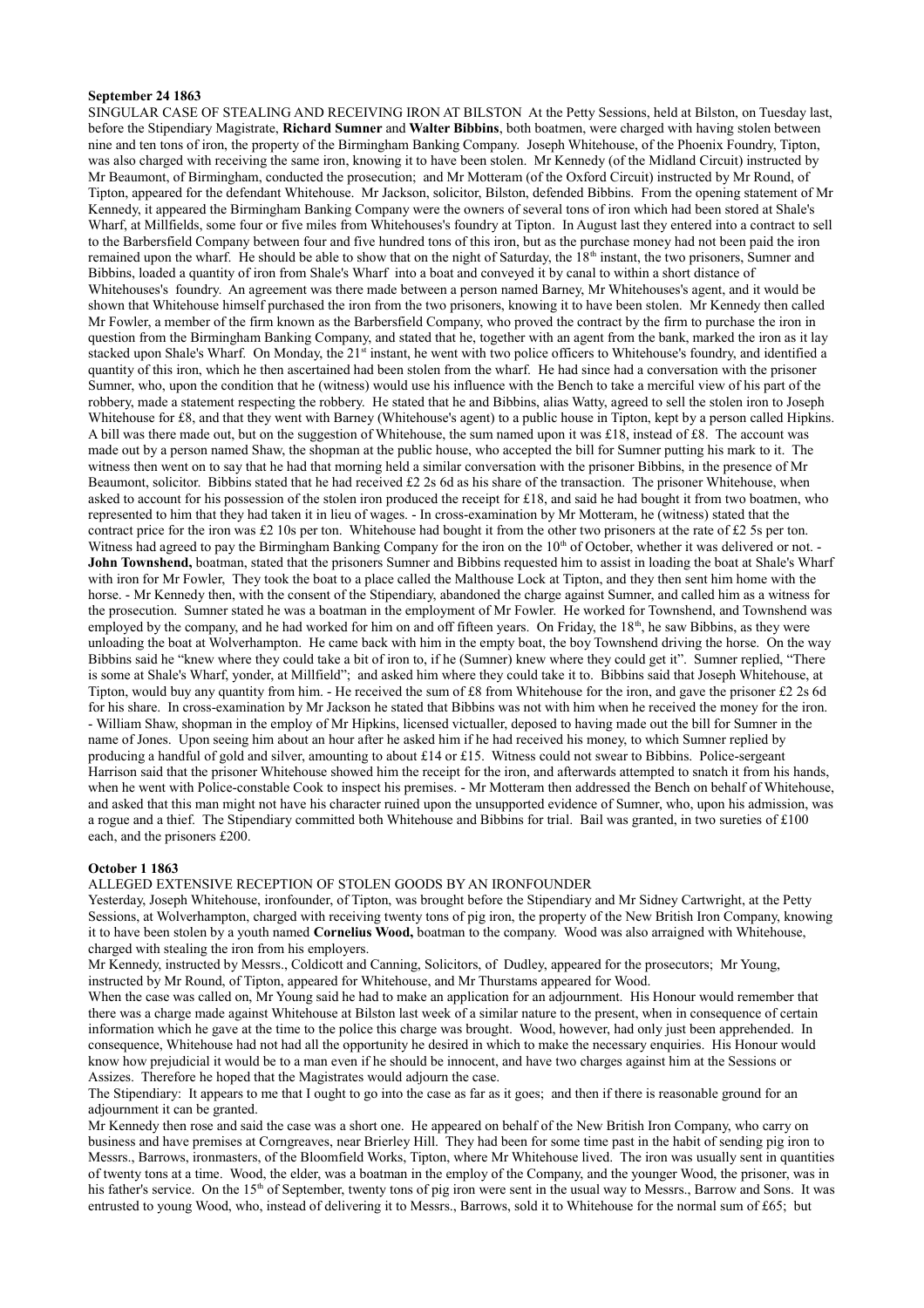**September 24 1863**

SINGULAR CASE OF STEALING AND RECEIVING IRON AT BILSTON At the Petty Sessions, held at Bilston, on Tuesday last, before the Stipendiary Magistrate, **Richard Sumner** and **Walter Bibbins**, both boatmen, were charged with having stolen between nine and ten tons of iron, the property of the Birmingham Banking Company. Joseph Whitehouse, of the Phoenix Foundry, Tipton, was also charged with receiving the same iron, knowing it to have been stolen. Mr Kennedy (of the Midland Circuit) instructed by Mr Beaumont, of Birmingham, conducted the prosecution; and Mr Motteram (of the Oxford Circuit) instructed by Mr Round, of Tipton, appeared for the defendant Whitehouse. Mr Jackson, solicitor, Bilston, defended Bibbins. From the opening statement of Mr Kennedy, it appeared the Birmingham Banking Company were the owners of several tons of iron which had been stored at Shale's Wharf, at Millfields, some four or five miles from Whitehouses's foundry at Tipton. In August last they entered into a contract to sell to the Barbersfield Company between four and five hundred tons of this iron, but as the purchase money had not been paid the iron remained upon the wharf. He should be able to show that on the night of Saturday, the 18th instant, the two prisoners, Sumner and Bibbins, loaded a quantity of iron from Shale's Wharf into a boat and conveyed it by canal to within a short distance of Whitehouses's foundry. An agreement was there made between a person named Barney, Mr Whitehouses's agent, and it would be shown that Whitehouse himself purchased the iron from the two prisoners, knowing it to have been stolen. Mr Kennedy then called Mr Fowler, a member of the firm known as the Barbersfield Company, who proved the contract by the firm to purchase the iron in question from the Birmingham Banking Company, and stated that he, together with an agent from the bank, marked the iron as it lay stacked upon Shale's Wharf. On Monday, the 21st instant, he went with two police officers to Whitehouse's foundry, and identified a quantity of this iron, which he then ascertained had been stolen from the wharf. He had since had a conversation with the prisoner Sumner, who, upon the condition that he (witness) would use his influence with the Bench to take a merciful view of his part of the robbery, made a statement respecting the robbery. He stated that he and Bibbins, alias Watty, agreed to sell the stolen iron to Joseph Whitehouse for £8, and that they went with Barney (Whitehouse's agent) to a public house in Tipton, kept by a person called Hipkins. A bill was there made out, but on the suggestion of Whitehouse, the sum named upon it was £18, instead of £8. The account was made out by a person named Shaw, the shopman at the public house, who accepted the bill for Sumner putting his mark to it. The witness then went on to say that he had that morning held a similar conversation with the prisoner Bibbins, in the presence of Mr Beaumont, solicitor. Bibbins stated that he had received £2 2s 6d as his share of the transaction. The prisoner Whitehouse, when asked to account for his possession of the stolen iron produced the receipt for £18, and said he had bought it from two boatmen, who represented to him that they had taken it in lieu of wages. - In cross-examination by Mr Motteram, he (witness) stated that the contract price for the iron was £2 10s per ton. Whitehouse had bought it from the other two prisoners at the rate of £2 5s per ton. Witness had agreed to pay the Birmingham Banking Company for the iron on the 10th of October, whether it was delivered or not. - **John Townshend,** boatman, stated that the prisoners Sumner and Bibbins requested him to assist in loading the boat at Shale's Wharf with iron for Mr Fowler, They took the boat to a place called the Malthouse Lock at Tipton, and they then sent him home with the horse. - Mr Kennedy then, with the consent of the Stipendiary, abandoned the charge against Sumner, and called him as a witness for the prosecution. Sumner stated he was a boatman in the employment of Mr Fowler. He worked for Townshend, and Townshend was employed by the company, and he had worked for him on and off fifteen years. On Friday, the 18th, he saw Bibbins, as they were unloading the boat at Wolverhampton. He came back with him in the empty boat, the boy Townshend driving the horse. On the way Bibbins said he "knew where they could take a bit of iron to, if he (Sumner) knew where they could get it". Sumner replied, "There is some at Shale's Wharf, yonder, at Millfield"; and asked him where they could take it to. Bibbins said that Joseph Whitehouse, at Tipton, would buy any quantity from him. - He received the sum of £8 from Whitehouse for the iron, and gave the prisoner £2 2s 6d for his share. In cross-examination by Mr Jackson he stated that Bibbins was not with him when he received the money for the iron. - William Shaw, shopman in the employ of Mr Hipkins, licensed victualler, deposed to having made out the bill for Sumner in the name of Jones. Upon seeing him about an hour after he asked him if he had received his money, to which Sumner replied by producing a handful of gold and silver, amounting to about £14 or £15. Witness could not swear to Bibbins. Police-sergeant Harrison said that the prisoner Whitehouse showed him the receipt for the iron, and afterwards attempted to snatch it from his hands, when he went with Police-constable Cook to inspect his premises. - Mr Motteram then addressed the Bench on behalf of Whitehouse, and asked that this man might not have his character ruined upon the unsupported evidence of Sumner, who, upon his admission, was a rogue and a thief. The Stipendiary committed both Whitehouse and Bibbins for trial. Bail was granted, in two sureties of £100 each, and the prisoners £200.

**October 1 1863**

ALLEGED EXTENSIVE RECEPTION OF STOLEN GOODS BY AN IRONFOUNDER

Yesterday, Joseph Whitehouse, ironfounder, of Tipton, was brought before the Stipendiary and Mr Sidney Cartwright, at the Petty Sessions, at Wolverhampton, charged with receiving twenty tons of pig iron, the property of the New British Iron Company, knowing it to have been stolen by a youth named **Cornelius Wood,** boatman to the company. Wood was also arraigned with Whitehouse, charged with stealing the iron from his employers.

Mr Kennedy, instructed by Messrs., Coldicott and Canning, Solicitors, of Dudley, appeared for the prosecutors; Mr Young, instructed by Mr Round, of Tipton, appeared for Whitehouse, and Mr Thurstams appeared for Wood.

When the case was called on, Mr Young said he had to make an application for an adjournment. His Honour would remember that there was a charge made against Whitehouse at Bilston last week of a similar nature to the present, when in consequence of certain information which he gave at the time to the police this charge was brought. Wood, however, had only just been apprehended. In consequence, Whitehouse had not had all the opportunity he desired in which to make the necessary enquiries. His Honour would know how prejudicial it would be to a man even if he should be innocent, and have two charges against him at the Sessions or Assizes. Therefore he hoped that the Magistrates would adjourn the case.

The Stipendiary: It appears to me that I ought to go into the case as far as it goes; and then if there is reasonable ground for an adjournment it can be granted.

Mr Kennedy then rose and said the case was a short one. He appeared on behalf of the New British Iron Company, who carry on business and have premises at Corngreaves, near Brierley Hill. They had been for some time past in the habit of sending pig iron to Messrs., Barrows, ironmasters, of the Bloomfield Works, Tipton, where Mr Whitehouse lived. The iron was usually sent in quantities of twenty tons at a time. Wood, the elder, was a boatman in the employ of the Company, and the younger Wood, the prisoner, was in his father's service. On the 15th of September, twenty tons of pig iron were sent in the usual way to Messrs., Barrow and Sons. It was entrusted to young Wood, who, instead of delivering it to Messrs., Barrows, sold it to Whitehouse for the normal sum of £65; but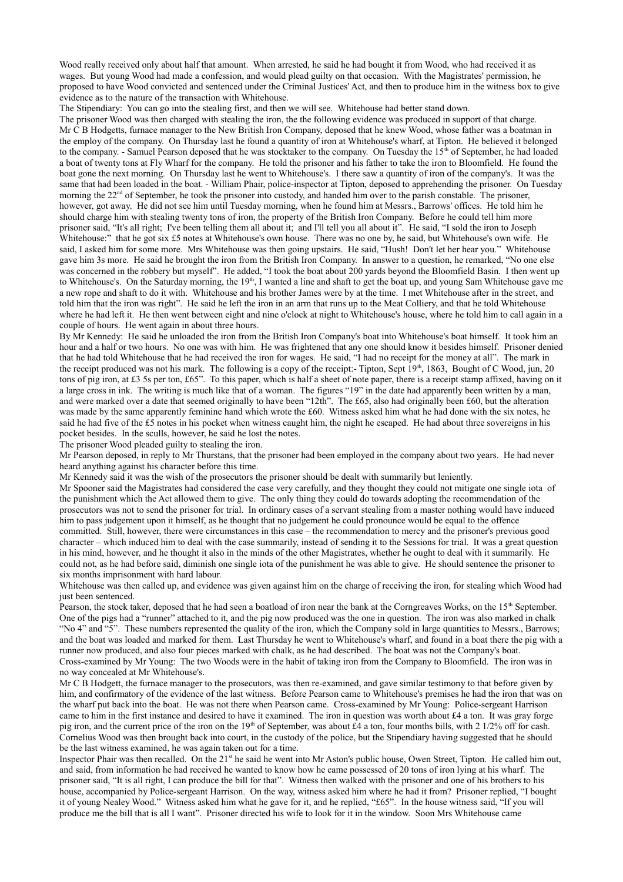Wood really received only about half that amount. When arrested, he said he had bought it from Wood, who had received it as wages. But young Wood had made a confession, and would plead guilty on that occasion. With the Magistrates' permission, he proposed to have Wood convicted and sentenced under the Criminal Justices' Act, and then to produce him in the witness box to give evidence as to the nature of the transaction with Whitehouse.

The Stipendiary: You can go into the stealing first, and then we will see. Whitehouse had better stand down.

The prisoner Wood was then charged with stealing the iron, the the following evidence was produced in support of that charge.

Mr C B Hodgetts, furnace manager to the New British Iron Company, deposed that he knew Wood, whose father was a boatman in the employ of the company. On Thursday last he found a quantity of iron at Whitehouse's wharf, at Tipton. He believed it belonged to the company. - Samuel Pearson deposed that he was stocktaker to the company. On Tuesday the 15th of September, he had loaded a boat of twenty tons at Fly Wharf for the company. He told the prisoner and his father to take the iron to Bloomfield. He found the boat gone the next morning. On Thursday last he went to Whitehouse's. I there saw a quantity of iron of the company's. It was the same that had been loaded in the boat. - William Phair, police-inspector at Tipton, deposed to apprehending the prisoner. On Tuesday morning the 22nd of September, he took the prisoner into custody, and handed him over to the parish constable. The prisoner, however, got away. He did not see him until Tuesday morning, when he found him at Messrs., Barrows' offices. He told him he should charge him with stealing twenty tons of iron, the property of the British Iron Company. Before he could tell him more prisoner said, "It's all right; I've been telling them all about it; and I'll tell you all about it". He said, "I sold the iron to Joseph Whitehouse:" that he got six £5 notes at Whitehouse's own house. There was no one by, he said, but Whitehouse's own wife. He said, I asked him for some more. Mrs Whitehouse was then going upstairs. He said, "Hush! Don't let her hear you." Whitehouse gave him 3s more. He said he brought the iron from the British Iron Company. In answer to a question, he remarked, "No one else was concerned in the robbery but myself". He added, "I took the boat about 200 yards beyond the Bloomfield Basin. I then went up to Whitehouse's. On the Saturday morning, the 19th, I wanted a line and shaft to get the boat up, and young Sam Whitehouse gave me a new rope and shaft to do it with. Whitehouse and his brother James were by at the time. I met Whitehouse after in the street, and told him that the iron was right". He said he left the iron in an arm that runs up to the Meat Colliery, and that he told Whitehouse where he had left it. He then went between eight and nine o'clock at night to Whitehouse's house, where he told him to call again in a couple of hours. He went again in about three hours.

By Mr Kennedy: He said he unloaded the iron from the British Iron Company's boat into Whitehouse's boat himself. It took him an hour and a half or two hours. No one was with him. He was frightened that any one should know it besides himself. Prisoner denied that he had told Whitehouse that he had received the iron for wages. He said, "I had no receipt for the money at all". The mark in the receipt produced was not his mark. The following is a copy of the receipt:- Tipton, Sept 19th, 1863, Bought of C Wood, jun, 20 tons of pig iron, at £3 5s per ton, £65". To this paper, which is half a sheet of note paper, there is a receipt stamp affixed, having on it a large cross in ink. The writing is much like that of a woman. The figures "19" in the date had apparently been written by a man, and were marked over a date that seemed originally to have been "12th". The £65, also had originally been £60, but the alteration was made by the same apparently feminine hand which wrote the £60. Witness asked him what he had done with the six notes, he said he had five of the £5 notes in his pocket when witness caught him, the night he escaped. He had about three sovereigns in his pocket besides. In the sculls, however, he said he lost the notes.

The prisoner Wood pleaded guilty to stealing the iron.

Mr Pearson deposed, in reply to Mr Thurstans, that the prisoner had been employed in the company about two years. He had never heard anything against his character before this time.

Mr Kennedy said it was the wish of the prosecutors the prisoner should be dealt with summarily but leniently.

Mr Spooner said the Magistrates had considered the case very carefully, and they thought they could not mitigate one single iota of the punishment which the Act allowed them to give. The only thing they could do towards adopting the recommendation of the prosecutors was not to send the prisoner for trial. In ordinary cases of a servant stealing from a master nothing would have induced him to pass judgement upon it himself, as he thought that no judgement he could pronounce would be equal to the offence committed. Still, however, there were circumstances in this case – the recommendation to mercy and the prisoner's previous good character – which induced him to deal with the case summarily, instead of sending it to the Sessions for trial. It was a great question in his mind, however, and he thought it also in the minds of the other Magistrates, whether he ought to deal with it summarily. He could not, as he had before said, diminish one single iota of the punishment he was able to give. He should sentence the prisoner to six months imprisonment with hard labour.

Whitehouse was then called up, and evidence was given against him on the charge of receiving the iron, for stealing which Wood had just been sentenced.

Pearson, the stock taker, deposed that he had seen a boatload of iron near the bank at the Corngreaves Works, on the 15th September. One of the pigs had a "runner" attached to it, and the pig now produced was the one in question. The iron was also marked in chalk "No 4" and "5". These numbers represented the quality of the iron, which the Company sold in large quantities to Messrs., Barrows; and the boat was loaded and marked for them. Last Thursday he went to Whitehouse's wharf, and found in a boat there the pig with a runner now produced, and also four pieces marked with chalk, as he had described. The boat was not the Company's boat.

Cross-examined by Mr Young: The two Woods were in the habit of taking iron from the Company to Bloomfield. The iron was in no way concealed at Mr Whitehouse's.

Mr C B Hodgett, the furnace manager to the prosecutors, was then re-examined, and gave similar testimony to that before given by him, and confirmatory of the evidence of the last witness. Before Pearson came to Whitehouse's premises he had the iron that was on the wharf put back into the boat. He was not there when Pearson came. Cross-examined by Mr Young: Police-sergeant Harrison came to him in the first instance and desired to have it examined. The iron in question was worth about £4 a ton. It was gray forge pig iron, and the current price of the iron on the 19th of September, was about £4 a ton, four months bills, with 2 1/2% off for cash. Cornelius Wood was then brought back into court, in the custody of the police, but the Stipendiary having suggested that he should be the last witness examined, he was again taken out for a time.

Inspector Phair was then recalled. On the 21st he said he went into Mr Aston's public house, Owen Street, Tipton. He called him out, and said, from information he had received he wanted to know how he came possessed of 20 tons of iron lying at his wharf. The prisoner said, "It is all right, I can produce the bill for that". Witness then walked with the prisoner and one of his brothers to his house, accompanied by Police-sergeant Harrison. On the way, witness asked him where he had it from? Prisoner replied, "I bought it of young Nealey Wood." Witness asked him what he gave for it, and he replied, "£65". In the house witness said, "If you will produce me the bill that is all I want". Prisoner directed his wife to look for it in the window. Soon Mrs Whitehouse came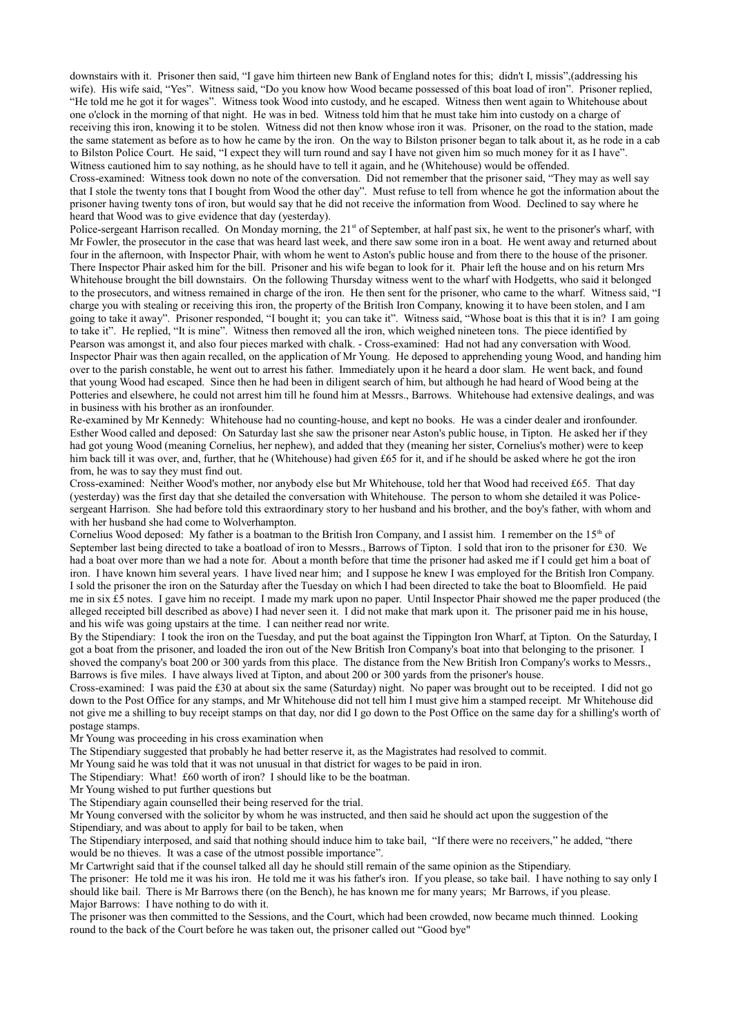downstairs with it. Prisoner then said, "I gave him thirteen new Bank of England notes for this; didn't I, missis",(addressing his wife). His wife said, "Yes". Witness said, "Do you know how Wood became possessed of this boat load of iron". Prisoner replied, "He told me he got it for wages". Witness took Wood into custody, and he escaped. Witness then went again to Whitehouse about one o'clock in the morning of that night. He was in bed. Witness told him that he must take him into custody on a charge of receiving this iron, knowing it to be stolen. Witness did not then know whose iron it was. Prisoner, on the road to the station, made the same statement as before as to how he came by the iron. On the way to Bilston prisoner began to talk about it, as he rode in a cab to Bilston Police Court. He said, "I expect they will turn round and say I have not given him so much money for it as I have". Witness cautioned him to say nothing, as he should have to tell it again, and he (Whitehouse) would be offended.

Cross-examined: Witness took down no note of the conversation. Did not remember that the prisoner said, "They may as well say that I stole the twenty tons that I bought from Wood the other day". Must refuse to tell from whence he got the information about the prisoner having twenty tons of iron, but would say that he did not receive the information from Wood. Declined to say where he heard that Wood was to give evidence that day (yesterday).

Police-sergeant Harrison recalled. On Monday morning, the 21st of September, at half past six, he went to the prisoner's wharf, with Mr Fowler, the prosecutor in the case that was heard last week, and there saw some iron in a boat. He went away and returned about four in the afternoon, with Inspector Phair, with whom he went to Aston's public house and from there to the house of the prisoner. There Inspector Phair asked him for the bill. Prisoner and his wife began to look for it. Phair left the house and on his return Mrs Whitehouse brought the bill downstairs. On the following Thursday witness went to the wharf with Hodgetts, who said it belonged to the prosecutors, and witness remained in charge of the iron. He then sent for the prisoner, who came to the wharf. Witness said, "I charge you with stealing or receiving this iron, the property of the British Iron Company, knowing it to have been stolen, and I am going to take it away". Prisoner responded, "I bought it; you can take it". Witness said, "Whose boat is this that it is in? I am going to take it". He replied, "It is mine". Witness then removed all the iron, which weighed nineteen tons. The piece identified by Pearson was amongst it, and also four pieces marked with chalk. - Cross-examined: Had not had any conversation with Wood.

Inspector Phair was then again recalled, on the application of Mr Young. He deposed to apprehending young Wood, and handing him over to the parish constable, he went out to arrest his father. Immediately upon it he heard a door slam. He went back, and found that young Wood had escaped. Since then he had been in diligent search of him, but although he had heard of Wood being at the Potteries and elsewhere, he could not arrest him till he found him at Messrs., Barrows. Whitehouse had extensive dealings, and was in business with his brother as an ironfounder.

Re-examined by Mr Kennedy: Whitehouse had no counting-house, and kept no books. He was a cinder dealer and ironfounder.

Esther Wood called and deposed: On Saturday last she saw the prisoner near Aston's public house, in Tipton. He asked her if they had got young Wood (meaning Cornelius, her nephew), and added that they (meaning her sister, Cornelius's mother) were to keep him back till it was over, and, further, that he (Whitehouse) had given £65 for it, and if he should be asked where he got the iron from, he was to say they must find out.

Cross-examined: Neither Wood's mother, nor anybody else but Mr Whitehouse, told her that Wood had received £65. That day (yesterday) was the first day that she detailed the conversation with Whitehouse. The person to whom she detailed it was Police-sergeant Harrison. She had before told this extraordinary story to her husband and his brother, and the boy's father, with whom and with her husband she had come to Wolverhampton.

Cornelius Wood deposed: My father is a boatman to the British Iron Company, and I assist him. I remember on the 15th of September last being directed to take a boatload of iron to Messrs., Barrows of Tipton. I sold that iron to the prisoner for £30. We had a boat over more than we had a note for. About a month before that time the prisoner had asked me if I could get him a boat of iron. I have known him several years. I have lived near him; and I suppose he knew I was employed for the British Iron Company. I sold the prisoner the iron on the Saturday after the Tuesday on which I had been directed to take the boat to Bloomfield. He paid me in six £5 notes. I gave him no receipt. I made my mark upon no paper. Until Inspector Phair showed me the paper produced (the alleged receipted bill described as above) I had never seen it. I did not make that mark upon it. The prisoner paid me in his house, and his wife was going upstairs at the time. I can neither read nor write.

By the Stipendiary: I took the iron on the Tuesday, and put the boat against the Tippington Iron Wharf, at Tipton. On the Saturday, I got a boat from the prisoner, and loaded the iron out of the New British Iron Company's boat into that belonging to the prisoner. I shoved the company's boat 200 or 300 yards from this place. The distance from the New British Iron Company's works to Messrs., Barrows is five miles. I have always lived at Tipton, and about 200 or 300 yards from the prisoner's house.

Cross-examined: I was paid the £30 at about six the same (Saturday) night. No paper was brought out to be receipted. I did not go down to the Post Office for any stamps, and Mr Whitehouse did not tell him I must give him a stamped receipt. Mr Whitehouse did not give me a shilling to buy receipt stamps on that day, nor did I go down to the Post Office on the same day for a shilling's worth of postage stamps.

Mr Young was proceeding in his cross examination when

The Stipendiary suggested that probably he had better reserve it, as the Magistrates had resolved to commit.

Mr Young said he was told that it was not unusual in that district for wages to be paid in iron.

The Stipendiary: What! £60 worth of iron? I should like to be the boatman.

Mr Young wished to put further questions but

The Stipendiary again counselled their being reserved for the trial.

Mr Young conversed with the solicitor by whom he was instructed, and then said he should act upon the suggestion of the Stipendiary, and was about to apply for bail to be taken, when

The Stipendiary interposed, and said that nothing should induce him to take bail, "If there were no receivers," he added, "there would be no thieves. It was a case of the utmost possible importance".

Mr Cartwright said that if the counsel talked all day he should still remain of the same opinion as the Stipendiary.

The prisoner: He told me it was his iron. He told me it was his father's iron. If you please, so take bail. I have nothing to say only I should like bail. There is Mr Barrows there (on the Bench), he has known me for many years; Mr Barrows, if you please.

Major Barrows: I have nothing to do with it.

The prisoner was then committed to the Sessions, and the Court, which had been crowded, now became much thinned. Looking round to the back of the Court before he was taken out, the prisoner called out "Good bye"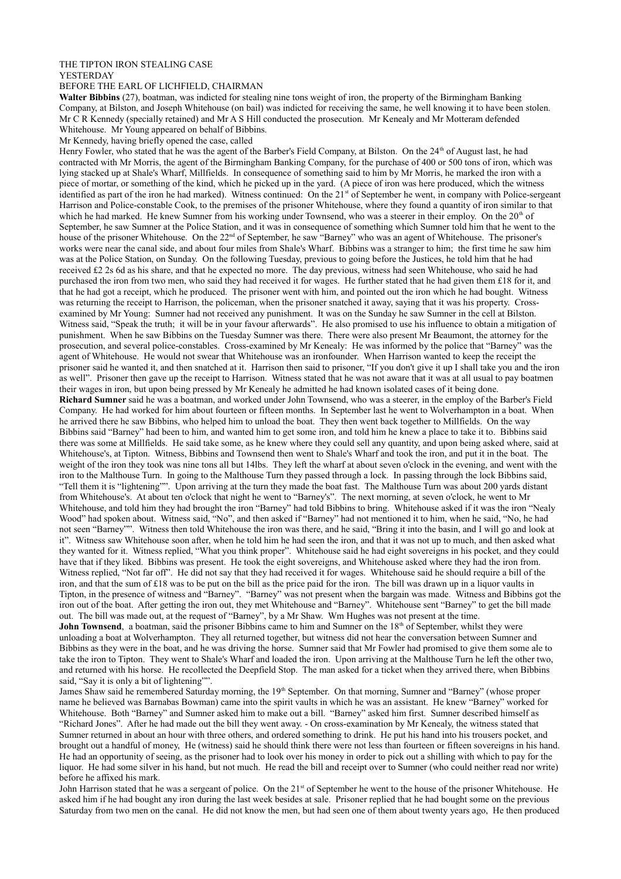THE TIPTON IRON STEALING CASE
YESTERDAY
BEFORE THE EARL OF LICHFIELD, CHAIRMAN

**Walter Bibbins** (27), boatman, was indicted for stealing nine tons weight of iron, the property of the Birmingham Banking Company, at Bilston, and Joseph Whitehouse (on bail) was indicted for receiving the same, he well knowing it to have been stolen. Mr C R Kennedy (specially retained) and Mr A S Hill conducted the prosecution. Mr Kenealy and Mr Motteram defended Whitehouse. Mr Young appeared on behalf of Bibbins.

Mr Kennedy, having briefly opened the case, called

Henry Fowler, who stated that he was the agent of the Barber's Field Company, at Bilston. On the 24th of August last, he had contracted with Mr Morris, the agent of the Birmingham Banking Company, for the purchase of 400 or 500 tons of iron, which was lying stacked up at Shale's Wharf, Millfields. In consequence of something said to him by Mr Morris, he marked the iron with a piece of mortar, or something of the kind, which he picked up in the yard. (A piece of iron was here produced, which the witness identified as part of the iron he had marked). Witness continued: On the 21st of September he went, in company with Police-sergeant Harrison and Police-constable Cook, to the premises of the prisoner Whitehouse, where they found a quantity of iron similar to that which he had marked. He knew Sumner from his working under Townsend, who was a steerer in their employ. On the 20th of September, he saw Sumner at the Police Station, and it was in consequence of something which Sumner told him that he went to the house of the prisoner Whitehouse. On the 22nd of September, he saw "Barney" who was an agent of Whitehouse. The prisoner's works were near the canal side, and about four miles from Shale's Wharf. Bibbins was a stranger to him; the first time he saw him was at the Police Station, on Sunday. On the following Tuesday, previous to going before the Justices, he told him that he had received £2 2s 6d as his share, and that he expected no more. The day previous, witness had seen Whitehouse, who said he had purchased the iron from two men, who said they had received it for wages. He further stated that he had given them £18 for it, and that he had got a receipt, which he produced. The prisoner went with him, and pointed out the iron which he had bought. Witness was returning the receipt to Harrison, the policeman, when the prisoner snatched it away, saying that it was his property. Cross-examined by Mr Young: Sumner had not received any punishment. It was on the Sunday he saw Sumner in the cell at Bilston. Witness said, "Speak the truth; it will be in your favour afterwards". He also promised to use his influence to obtain a mitigation of punishment. When he saw Bibbins on the Tuesday Sumner was there. There were also present Mr Beaumont, the attorney for the prosecution, and several police-constables. Cross-examined by Mr Kenealy: He was informed by the police that "Barney" was the agent of Whitehouse. He would not swear that Whitehouse was an ironfounder. When Harrison wanted to keep the receipt the prisoner said he wanted it, and then snatched at it. Harrison then said to prisoner, "If you don't give it up I shall take you and the iron as well". Prisoner then gave up the receipt to Harrison. Witness stated that he was not aware that it was at all usual to pay boatmen their wages in iron, but upon being pressed by Mr Kenealy he admitted he had known isolated cases of it being done.

**Richard Sumner** said he was a boatman, and worked under John Townsend, who was a steerer, in the employ of the Barber's Field Company. He had worked for him about fourteen or fifteen months. In September last he went to Wolverhampton in a boat. When he arrived there he saw Bibbins, who helped him to unload the boat. They then went back together to Millfields. On the way Bibbins said "Barney" had been to him, and wanted him to get some iron, and told him he knew a place to take it to. Bibbins said there was some at Millfields. He said take some, as he knew where they could sell any quantity, and upon being asked where, said at Whitehouse's, at Tipton. Witness, Bibbins and Townsend then went to Shale's Wharf and took the iron, and put it in the boat. The weight of the iron they took was nine tons all but 14lbs. They left the wharf at about seven o'clock in the evening, and went with the iron to the Malthouse Turn. In going to the Malthouse Turn they passed through a lock. In passing through the lock Bibbins said, "Tell them it is "lightening"". Upon arriving at the turn they made the boat fast. The Malthouse Turn was about 200 yards distant from Whitehouse's. At about ten o'clock that night he went to "Barney's". The next morning, at seven o'clock, he went to Mr Whitehouse, and told him they had brought the iron "Barney" had told Bibbins to bring. Whitehouse asked if it was the iron "Nealy Wood" had spoken about. Witness said, "No", and then asked if "Barney" had not mentioned it to him, when he said, "No, he had not seen "Barney"". Witness then told Whitehouse the iron was there, and he said, "Bring it into the basin, and I will go and look at it". Witness saw Whitehouse soon after, when he told him he had seen the iron, and that it was not up to much, and then asked what they wanted for it. Witness replied, "What you think proper". Whitehouse said he had eight sovereigns in his pocket, and they could have that if they liked. Bibbins was present. He took the eight sovereigns, and Whitehouse asked where they had the iron from. Witness replied, "Not far off". He did not say that they had received it for wages. Whitehouse said he should require a bill of the iron, and that the sum of £18 was to be put on the bill as the price paid for the iron. The bill was drawn up in a liquor vaults in Tipton, in the presence of witness and "Barney". "Barney" was not present when the bargain was made. Witness and Bibbins got the iron out of the boat. After getting the iron out, they met Whitehouse and "Barney". Whitehouse sent "Barney" to get the bill made out. The bill was made out, at the request of "Barney", by a Mr Shaw. Wm Hughes was not present at the time.

**John Townsend**, a boatman, said the prisoner Bibbins came to him and Sumner on the 18th of September, whilst they were unloading a boat at Wolverhampton. They all returned together, but witness did not hear the conversation between Sumner and Bibbins as they were in the boat, and he was driving the horse. Sumner said that Mr Fowler had promised to give them some ale to take the iron to Tipton. They went to Shale's Wharf and loaded the iron. Upon arriving at the Malthouse Turn he left the other two, and returned with his horse. He recollected the Deepfield Stop. The man asked for a ticket when they arrived there, when Bibbins said, "Say it is only a bit of lightening"".

James Shaw said he remembered Saturday morning, the 19th September. On that morning, Sumner and "Barney" (whose proper name he believed was Barnabas Bowman) came into the spirit vaults in which he was an assistant. He knew "Barney" worked for Whitehouse. Both "Barney" and Sumner asked him to make out a bill. "Barney" asked him first. Sumner described himself as "Richard Jones". After he had made out the bill they went away. - On cross-examination by Mr Kenealy, the witness stated that Sumner returned in about an hour with three others, and ordered something to drink. He put his hand into his trousers pocket, and brought out a handful of money, He (witness) said he should think there were not less than fourteen or fifteen sovereigns in his hand. He had an opportunity of seeing, as the prisoner had to look over his money in order to pick out a shilling with which to pay for the liquor. He had some silver in his hand, but not much. He read the bill and receipt over to Sumner (who could neither read nor write) before he affixed his mark.

John Harrison stated that he was a sergeant of police. On the 21st of September he went to the house of the prisoner Whitehouse. He asked him if he had bought any iron during the last week besides at sale. Prisoner replied that he had bought some on the previous Saturday from two men on the canal. He did not know the men, but had seen one of them about twenty years ago, He then produced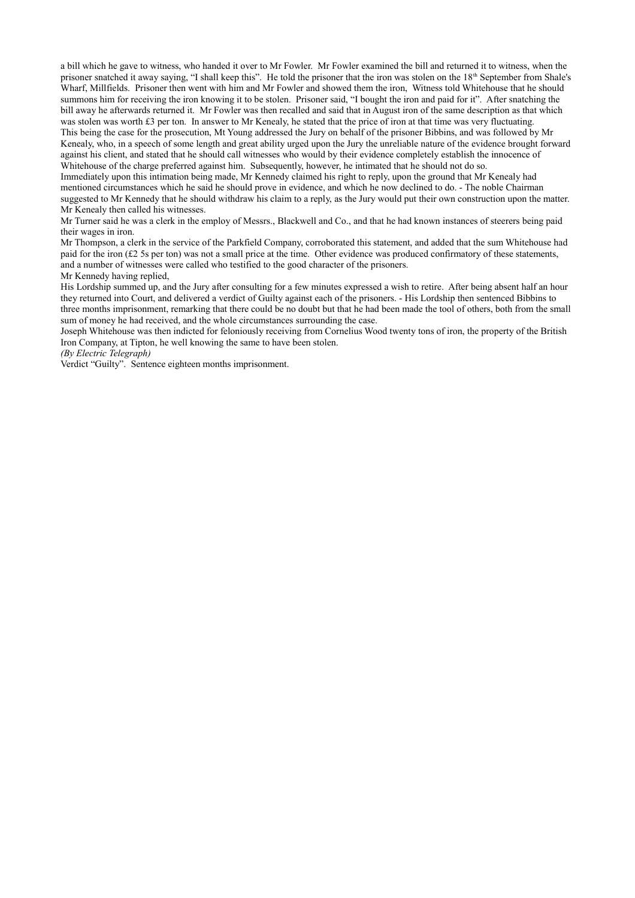a bill which he gave to witness, who handed it over to Mr Fowler. Mr Fowler examined the bill and returned it to witness, when the prisoner snatched it away saying, "I shall keep this". He told the prisoner that the iron was stolen on the 18th September from Shale's Wharf, Millfields. Prisoner then went with him and Mr Fowler and showed them the iron, Witness told Whitehouse that he should summons him for receiving the iron knowing it to be stolen. Prisoner said, "I bought the iron and paid for it". After snatching the bill away he afterwards returned it. Mr Fowler was then recalled and said that in August iron of the same description as that which was stolen was worth £3 per ton. In answer to Mr Kenealy, he stated that the price of iron at that time was very fluctuating.

This being the case for the prosecution, Mt Young addressed the Jury on behalf of the prisoner Bibbins, and was followed by Mr Kenealy, who, in a speech of some length and great ability urged upon the Jury the unreliable nature of the evidence brought forward against his client, and stated that he should call witnesses who would by their evidence completely establish the innocence of Whitehouse of the charge preferred against him. Subsequently, however, he intimated that he should not do so.

Immediately upon this intimation being made, Mr Kennedy claimed his right to reply, upon the ground that Mr Kenealy had mentioned circumstances which he said he should prove in evidence, and which he now declined to do. - The noble Chairman suggested to Mr Kennedy that he should withdraw his claim to a reply, as the Jury would put their own construction upon the matter. Mr Kenealy then called his witnesses.

Mr Turner said he was a clerk in the employ of Messrs., Blackwell and Co., and that he had known instances of steerers being paid their wages in iron.

Mr Thompson, a clerk in the service of the Parkfield Company, corroborated this statement, and added that the sum Whitehouse had paid for the iron (£2 5s per ton) was not a small price at the time. Other evidence was produced confirmatory of these statements, and a number of witnesses were called who testified to the good character of the prisoners.

Mr Kennedy having replied,

His Lordship summed up, and the Jury after consulting for a few minutes expressed a wish to retire. After being absent half an hour they returned into Court, and delivered a verdict of Guilty against each of the prisoners. - His Lordship then sentenced Bibbins to three months imprisonment, remarking that there could be no doubt but that he had been made the tool of others, both from the small sum of money he had received, and the whole circumstances surrounding the case.

Joseph Whitehouse was then indicted for feloniously receiving from Cornelius Wood twenty tons of iron, the property of the British Iron Company, at Tipton, he well knowing the same to have been stolen.

*(By Electric Telegraph)*

Verdict "Guilty". Sentence eighteen months imprisonment.